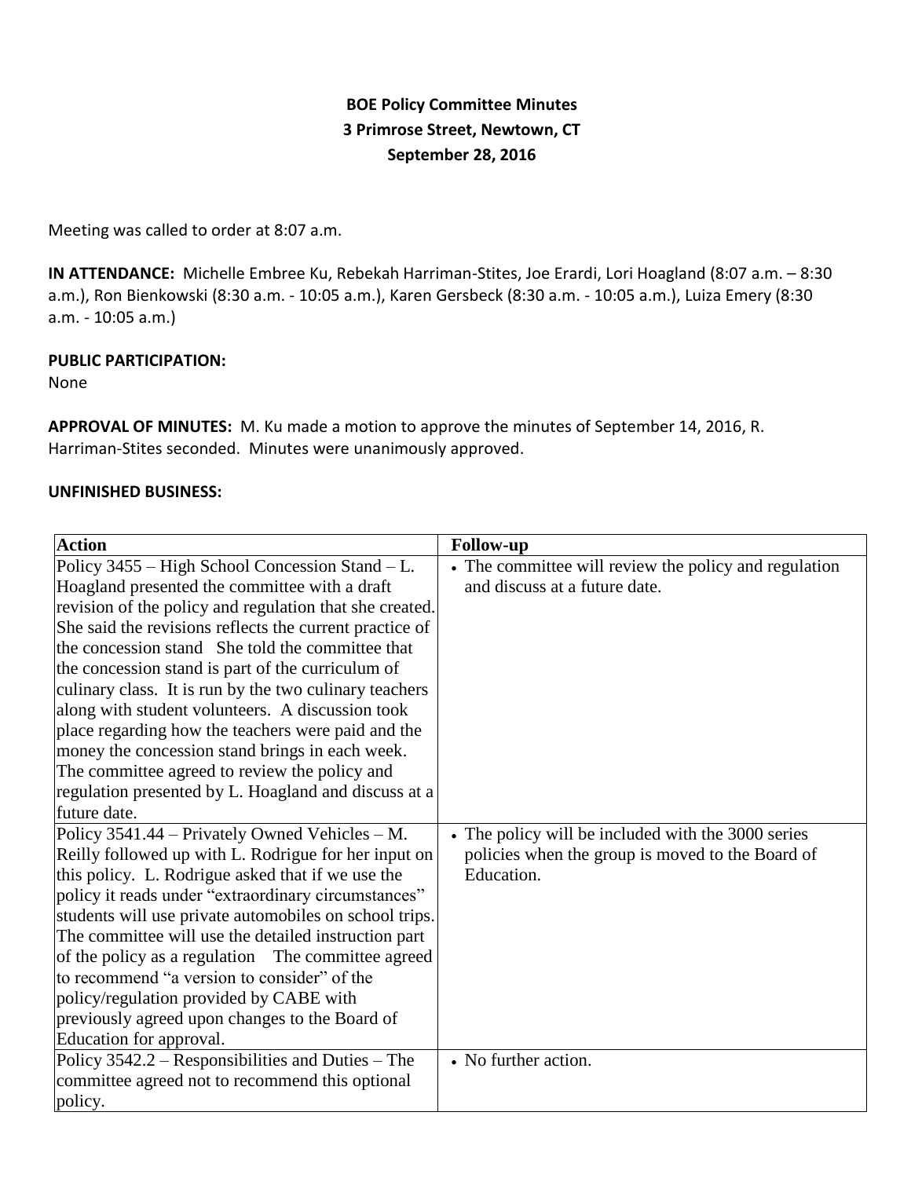**BOE Policy Committee Minutes**
**3 Primrose Street, Newtown, CT**
**September 28, 2016**

Meeting was called to order at 8:07 a.m.

**IN ATTENDANCE:** Michelle Embree Ku, Rebekah Harriman-Stites, Joe Erardi, Lori Hoagland (8:07 a.m. – 8:30 a.m.), Ron Bienkowski (8:30 a.m. - 10:05 a.m.), Karen Gersbeck (8:30 a.m. - 10:05 a.m.), Luiza Emery (8:30 a.m. - 10:05 a.m.)

**PUBLIC PARTICIPATION:**
None

**APPROVAL OF MINUTES:** M. Ku made a motion to approve the minutes of September 14, 2016, R. Harriman-Stites seconded. Minutes were unanimously approved.

**UNFINISHED BUSINESS:**

| Action | Follow-up |
|---|---|
| Policy 3455 – High School Concession Stand – L. Hoagland presented the committee with a draft revision of the policy and regulation that she created. She said the revisions reflects the current practice of the concession stand She told the committee that the concession stand is part of the curriculum of culinary class. It is run by the two culinary teachers along with student volunteers. A discussion took place regarding how the teachers were paid and the money the concession stand brings in each week. The committee agreed to review the policy and regulation presented by L. Hoagland and discuss at a future date. | • The committee will review the policy and regulation and discuss at a future date. |
| Policy 3541.44 – Privately Owned Vehicles – M. Reilly followed up with L. Rodrigue for her input on this policy. L. Rodrigue asked that if we use the policy it reads under "extraordinary circumstances" students will use private automobiles on school trips. The committee will use the detailed instruction part of the policy as a regulation The committee agreed to recommend "a version to consider" of the policy/regulation provided by CABE with previously agreed upon changes to the Board of Education for approval. | • The policy will be included with the 3000 series policies when the group is moved to the Board of Education. |
| Policy 3542.2 – Responsibilities and Duties – The committee agreed not to recommend this optional policy. | • No further action. |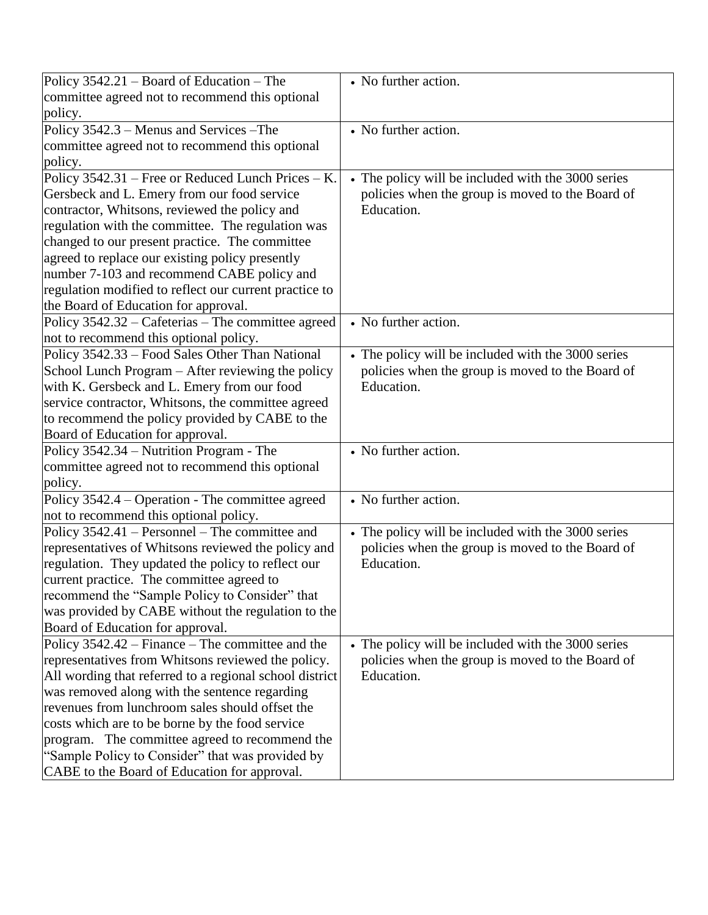| | |
|---|---|
| Policy 3542.21 – Board of Education – The committee agreed not to recommend this optional policy. | • No further action. |
| Policy 3542.3 – Menus and Services –The committee agreed not to recommend this optional policy. | • No further action. |
| Policy 3542.31 – Free or Reduced Lunch Prices – K. Gersbeck and L. Emery from our food service contractor, Whitsons, reviewed the policy and regulation with the committee. The regulation was changed to our present practice. The committee agreed to replace our existing policy presently number 7-103 and recommend CABE policy and regulation modified to reflect our current practice to the Board of Education for approval. | • The policy will be included with the 3000 series policies when the group is moved to the Board of Education. |
| Policy 3542.32 – Cafeterias – The committee agreed not to recommend this optional policy. | • No further action. |
| Policy 3542.33 – Food Sales Other Than National School Lunch Program – After reviewing the policy with K. Gersbeck and L. Emery from our food service contractor, Whitsons, the committee agreed to recommend the policy provided by CABE to the Board of Education for approval. | • The policy will be included with the 3000 series policies when the group is moved to the Board of Education. |
| Policy 3542.34 – Nutrition Program - The committee agreed not to recommend this optional policy. | • No further action. |
| Policy 3542.4 – Operation - The committee agreed not to recommend this optional policy. | • No further action. |
| Policy 3542.41 – Personnel – The committee and representatives of Whitsons reviewed the policy and regulation. They updated the policy to reflect our current practice. The committee agreed to recommend the "Sample Policy to Consider" that was provided by CABE without the regulation to the Board of Education for approval. | • The policy will be included with the 3000 series policies when the group is moved to the Board of Education. |
| Policy 3542.42 – Finance – The committee and the representatives from Whitsons reviewed the policy. All wording that referred to a regional school district was removed along with the sentence regarding revenues from lunchroom sales should offset the costs which are to be borne by the food service program. The committee agreed to recommend the "Sample Policy to Consider" that was provided by CABE to the Board of Education for approval. | • The policy will be included with the 3000 series policies when the group is moved to the Board of Education. |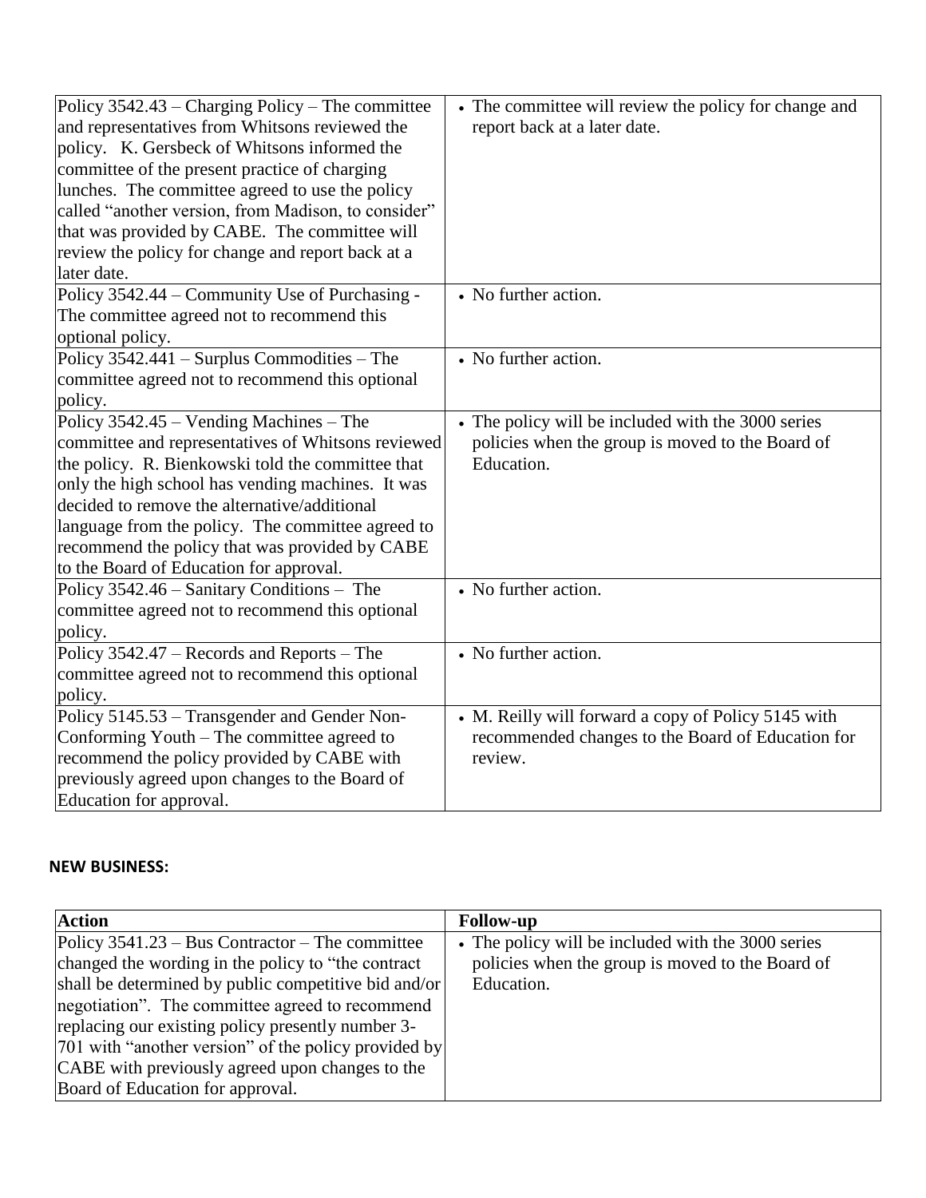| | |
|---|---|
| Policy 3542.43 – Charging Policy – The committee and representatives from Whitsons reviewed the policy. K. Gersbeck of Whitsons informed the committee of the present practice of charging lunches. The committee agreed to use the policy called "another version, from Madison, to consider" that was provided by CABE. The committee will review the policy for change and report back at a later date. | • The committee will review the policy for change and report back at a later date. |
| Policy 3542.44 – Community Use of Purchasing - The committee agreed not to recommend this optional policy. | • No further action. |
| Policy 3542.441 – Surplus Commodities – The committee agreed not to recommend this optional policy. | • No further action. |
| Policy 3542.45 – Vending Machines – The committee and representatives of Whitsons reviewed the policy. R. Bienkowski told the committee that only the high school has vending machines. It was decided to remove the alternative/additional language from the policy. The committee agreed to recommend the policy that was provided by CABE to the Board of Education for approval. | • The policy will be included with the 3000 series policies when the group is moved to the Board of Education. |
| Policy 3542.46 – Sanitary Conditions – The committee agreed not to recommend this optional policy. | • No further action. |
| Policy 3542.47 – Records and Reports – The committee agreed not to recommend this optional policy. | • No further action. |
| Policy 5145.53 – Transgender and Gender Non-Conforming Youth – The committee agreed to recommend the policy provided by CABE with previously agreed upon changes to the Board of Education for approval. | • M. Reilly will forward a copy of Policy 5145 with recommended changes to the Board of Education for review. |

**NEW BUSINESS:**

| Action | Follow-up |
|---|---|
| Policy 3541.23 – Bus Contractor – The committee changed the wording in the policy to "the contract shall be determined by public competitive bid and/or negotiation". The committee agreed to recommend replacing our existing policy presently number 3-701 with "another version" of the policy provided by CABE with previously agreed upon changes to the Board of Education for approval. | • The policy will be included with the 3000 series policies when the group is moved to the Board of Education. |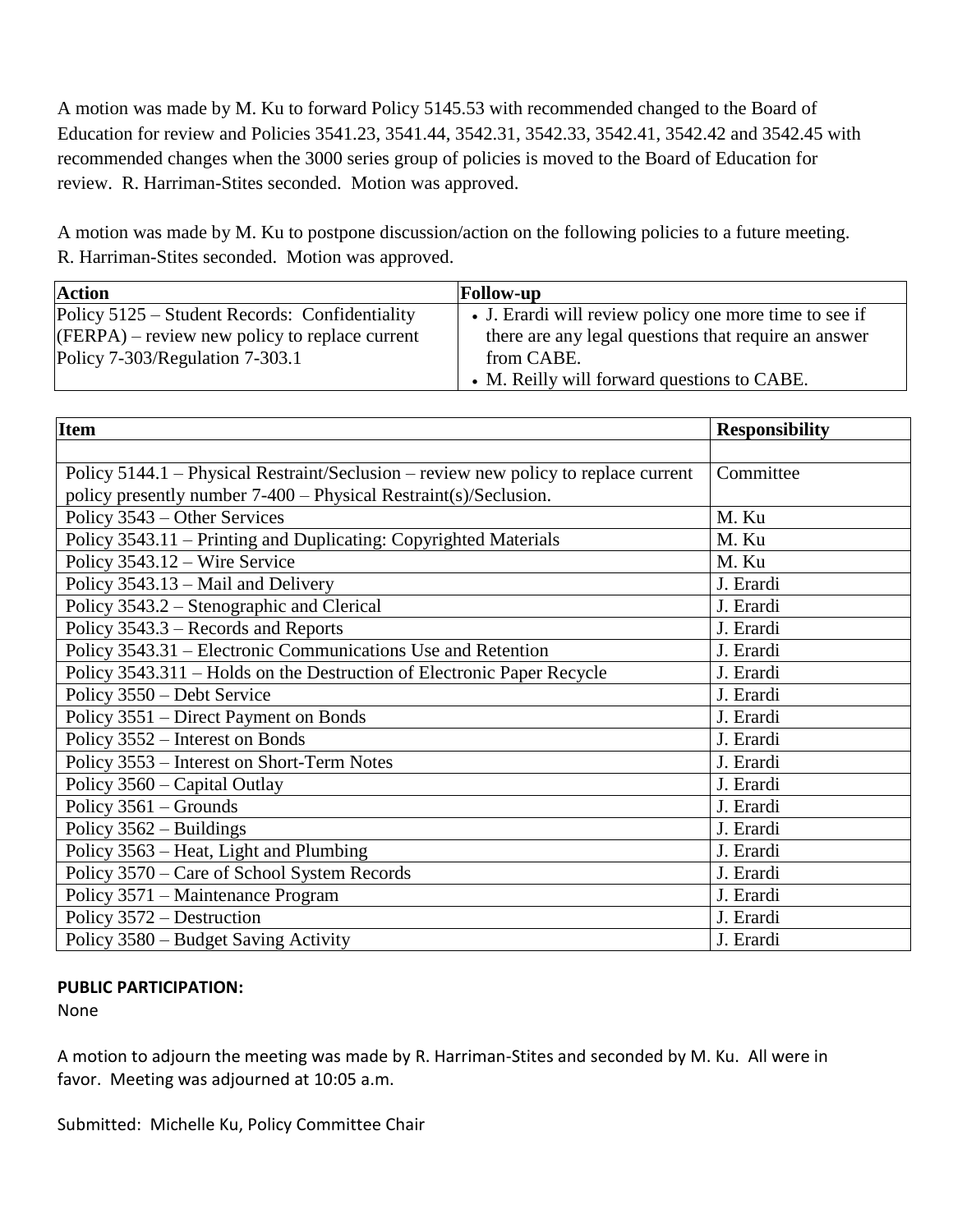A motion was made by M. Ku to forward Policy 5145.53 with recommended changed to the Board of Education for review and Policies 3541.23, 3541.44, 3542.31, 3542.33, 3542.41, 3542.42 and 3542.45 with recommended changes when the 3000 series group of policies is moved to the Board of Education for review. R. Harriman-Stites seconded. Motion was approved.

A motion was made by M. Ku to postpone discussion/action on the following policies to a future meeting. R. Harriman-Stites seconded. Motion was approved.

| Action | Follow-up |
|---|---|
| Policy 5125 – Student Records: Confidentiality (FERPA) – review new policy to replace current Policy 7-303/Regulation 7-303.1 | • J. Erardi will review policy one more time to see if there are any legal questions that require an answer from CABE.<br>• M. Reilly will forward questions to CABE. |

| Item | Responsibility |
|---|---|
| | |
| Policy 5144.1 – Physical Restraint/Seclusion – review new policy to replace current policy presently number 7-400 – Physical Restraint(s)/Seclusion. | Committee |
| Policy 3543 – Other Services | M. Ku |
| Policy 3543.11 – Printing and Duplicating: Copyrighted Materials | M. Ku |
| Policy 3543.12 – Wire Service | M. Ku |
| Policy 3543.13 – Mail and Delivery | J. Erardi |
| Policy 3543.2 – Stenographic and Clerical | J. Erardi |
| Policy 3543.3 – Records and Reports | J. Erardi |
| Policy 3543.31 – Electronic Communications Use and Retention | J. Erardi |
| Policy 3543.311 – Holds on the Destruction of Electronic Paper Recycle | J. Erardi |
| Policy 3550 – Debt Service | J. Erardi |
| Policy 3551 – Direct Payment on Bonds | J. Erardi |
| Policy 3552 – Interest on Bonds | J. Erardi |
| Policy 3553 – Interest on Short-Term Notes | J. Erardi |
| Policy 3560 – Capital Outlay | J. Erardi |
| Policy 3561 – Grounds | J. Erardi |
| Policy 3562 – Buildings | J. Erardi |
| Policy 3563 – Heat, Light and Plumbing | J. Erardi |
| Policy 3570 – Care of School System Records | J. Erardi |
| Policy 3571 – Maintenance Program | J. Erardi |
| Policy 3572 – Destruction | J. Erardi |
| Policy 3580 – Budget Saving Activity | J. Erardi |

**PUBLIC PARTICIPATION:**

None

A motion to adjourn the meeting was made by R. Harriman-Stites and seconded by M. Ku. All were in favor. Meeting was adjourned at 10:05 a.m.

Submitted: Michelle Ku, Policy Committee Chair